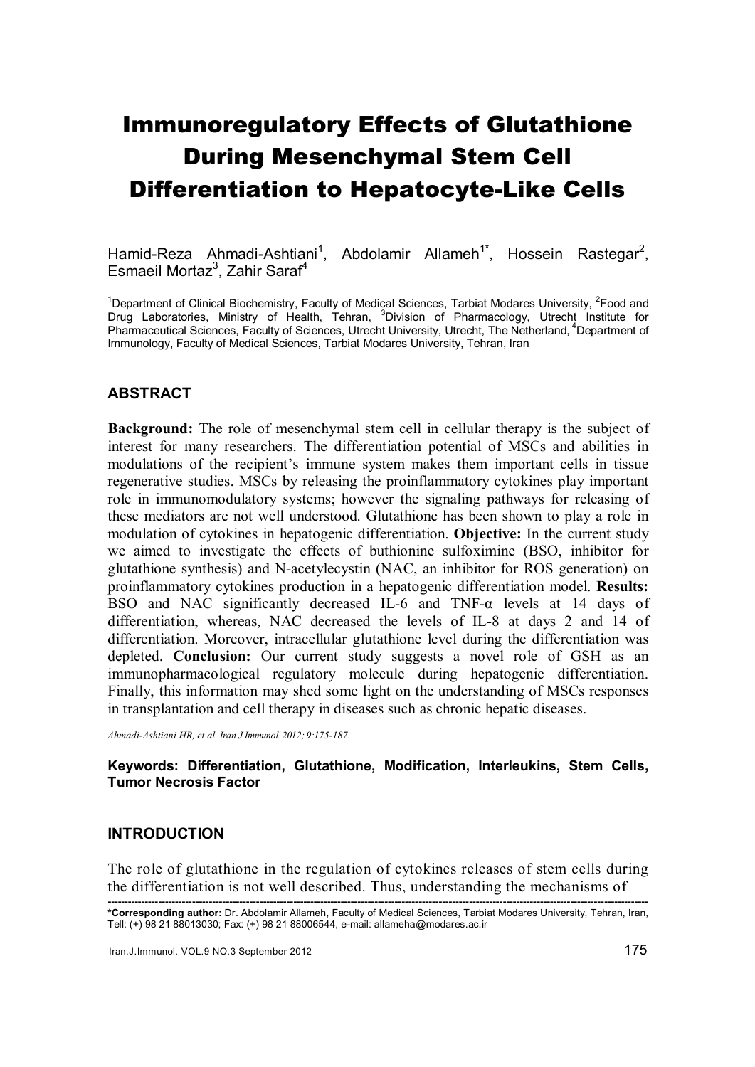# Immunoregulatory Effects of Glutathione During Mesenchymal Stem Cell Differentiation to Hepatocyte-Like Cells

Hamid-Reza Ahmadi-Ashtiani[1], Abdolamir Allameh[1*], Hossein Rastegar[2], Esmaeil Mortaz[3], Zahir Saraf[4]

[1]Department of Clinical Biochemistry, Faculty of Medical Sciences, Tarbiat Modares University, [2]Food and Drug Laboratories, Ministry of Health, Tehran, [3]Division of Pharmacology, Utrecht Institute for Pharmaceutical Sciences, Faculty of Sciences, Utrecht University, Utrecht, The Netherland,[4]Department of Immunology, Faculty of Medical Sciences, Tarbiat Modares University, Tehran, Iran

## ABSTRACT

**Background:** The role of mesenchymal stem cell in cellular therapy is the subject of interest for many researchers. The differentiation potential of MSCs and abilities in modulations of the recipient's immune system makes them important cells in tissue regenerative studies. MSCs by releasing the proinflammatory cytokines play important role in immunomodulatory systems; however the signaling pathways for releasing of these mediators are not well understood. Glutathione has been shown to play a role in modulation of cytokines in hepatogenic differentiation. **Objective:** In the current study we aimed to investigate the effects of buthionine sulfoximine (BSO, inhibitor for glutathione synthesis) and N-acetylecystin (NAC, an inhibitor for ROS generation) on proinflammatory cytokines production in a hepatogenic differentiation model. **Results:** BSO and NAC significantly decreased IL-6 and TNF-α levels at 14 days of differentiation, whereas, NAC decreased the levels of IL-8 at days 2 and 14 of differentiation. Moreover, intracellular glutathione level during the differentiation was depleted. **Conclusion:** Our current study suggests a novel role of GSH as an immunopharmacological regulatory molecule during hepatogenic differentiation. Finally, this information may shed some light on the understanding of MSCs responses in transplantation and cell therapy in diseases such as chronic hepatic diseases.

*Ahmadi-Ashtiani HR, et al. Iran J Immunol. 2012; 9:175-187.*

**Keywords: Differentiation, Glutathione, Modification, Interleukins, Stem Cells, Tumor Necrosis Factor**

## INTRODUCTION

The role of glutathione in the regulation of cytokines releases of stem cells during the differentiation is not well described. Thus, understanding the mechanisms of

---

**\*Corresponding author:** Dr. Abdolamir Allameh, Faculty of Medical Sciences, Tarbiat Modares University, Tehran, Iran, Tell: (+) 98 21 88013030; Fax: (+) 98 21 88006544, e-mail: allameha@modares.ac.ir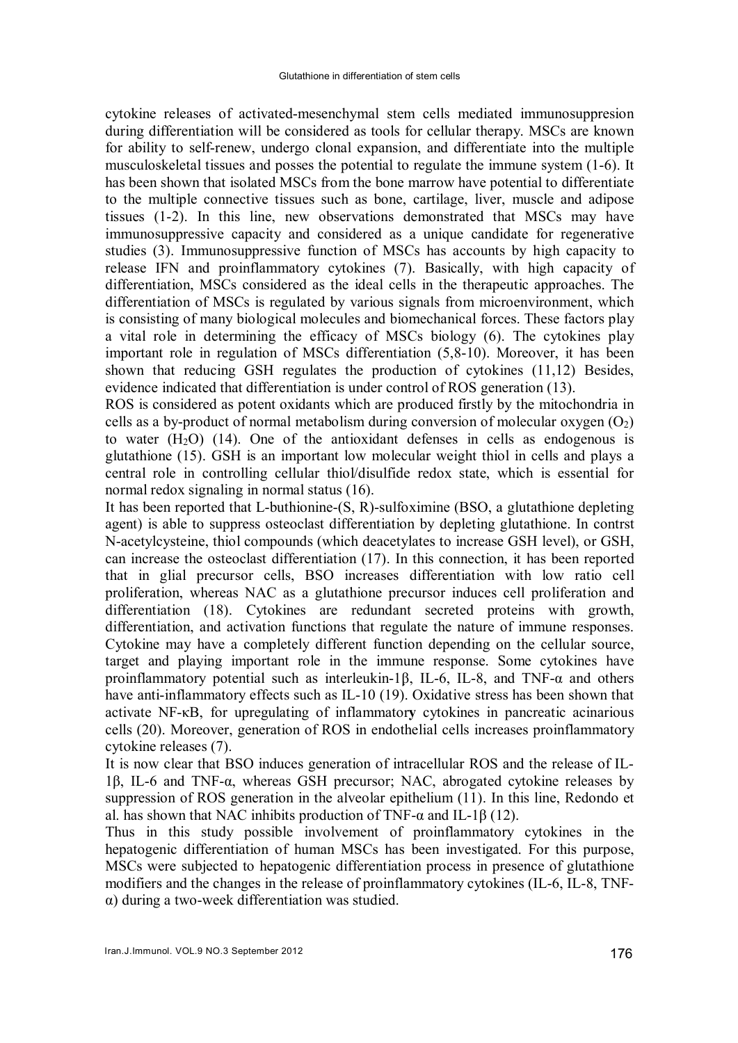cytokine releases of activated-mesenchymal stem cells mediated immunosuppresion during differentiation will be considered as tools for cellular therapy. MSCs are known for ability to self-renew, undergo clonal expansion, and differentiate into the multiple musculoskeletal tissues and posses the potential to regulate the immune system (1-6). It has been shown that isolated MSCs from the bone marrow have potential to differentiate to the multiple connective tissues such as bone, cartilage, liver, muscle and adipose tissues (1-2). In this line, new observations demonstrated that MSCs may have immunosuppressive capacity and considered as a unique candidate for regenerative studies (3). Immunosuppressive function of MSCs has accounts by high capacity to release IFN and proinflammatory cytokines (7). Basically, with high capacity of differentiation, MSCs considered as the ideal cells in the therapeutic approaches. The differentiation of MSCs is regulated by various signals from microenvironment, which is consisting of many biological molecules and biomechanical forces. These factors play a vital role in determining the efficacy of MSCs biology (6). The cytokines play important role in regulation of MSCs differentiation (5,8-10). Moreover, it has been shown that reducing GSH regulates the production of cytokines (11,12) Besides, evidence indicated that differentiation is under control of ROS generation (13).

ROS is considered as potent oxidants which are produced firstly by the mitochondria in cells as a by-product of normal metabolism during conversion of molecular oxygen ($O_2$) to water ($H_2O$) (14). One of the antioxidant defenses in cells as endogenous is glutathione (15). GSH is an important low molecular weight thiol in cells and plays a central role in controlling cellular thiol/disulfide redox state, which is essential for normal redox signaling in normal status (16).

It has been reported that L-buthionine-(S, R)-sulfoximine (BSO, a glutathione depleting agent) is able to suppress osteoclast differentiation by depleting glutathione. In contrst N-acetylcysteine, thiol compounds (which deacetylates to increase GSH level), or GSH, can increase the osteoclast differentiation (17). In this connection, it has been reported that in glial precursor cells, BSO increases differentiation with low ratio cell proliferation, whereas NAC as a glutathione precursor induces cell proliferation and differentiation (18). Cytokines are redundant secreted proteins with growth, differentiation, and activation functions that regulate the nature of immune responses. Cytokine may have a completely different function depending on the cellular source, target and playing important role in the immune response. Some cytokines have proinflammatory potential such as interleukin-1β, IL-6, IL-8, and TNF-α and others have anti-inflammatory effects such as IL-10 (19). Oxidative stress has been shown that activate NF-κB, for upregulating of inflammatory cytokines in pancreatic acinarious cells (20). Moreover, generation of ROS in endothelial cells increases proinflammatory cytokine releases (7).

It is now clear that BSO induces generation of intracellular ROS and the release of IL-1β, IL-6 and TNF-α, whereas GSH precursor; NAC, abrogated cytokine releases by suppression of ROS generation in the alveolar epithelium (11). In this line, Redondo et al. has shown that NAC inhibits production of TNF-α and IL-1β (12).

Thus in this study possible involvement of proinflammatory cytokines in the hepatogenic differentiation of human MSCs has been investigated. For this purpose, MSCs were subjected to hepatogenic differentiation process in presence of glutathione modifiers and the changes in the release of proinflammatory cytokines (IL-6, IL-8, TNF-α) during a two-week differentiation was studied.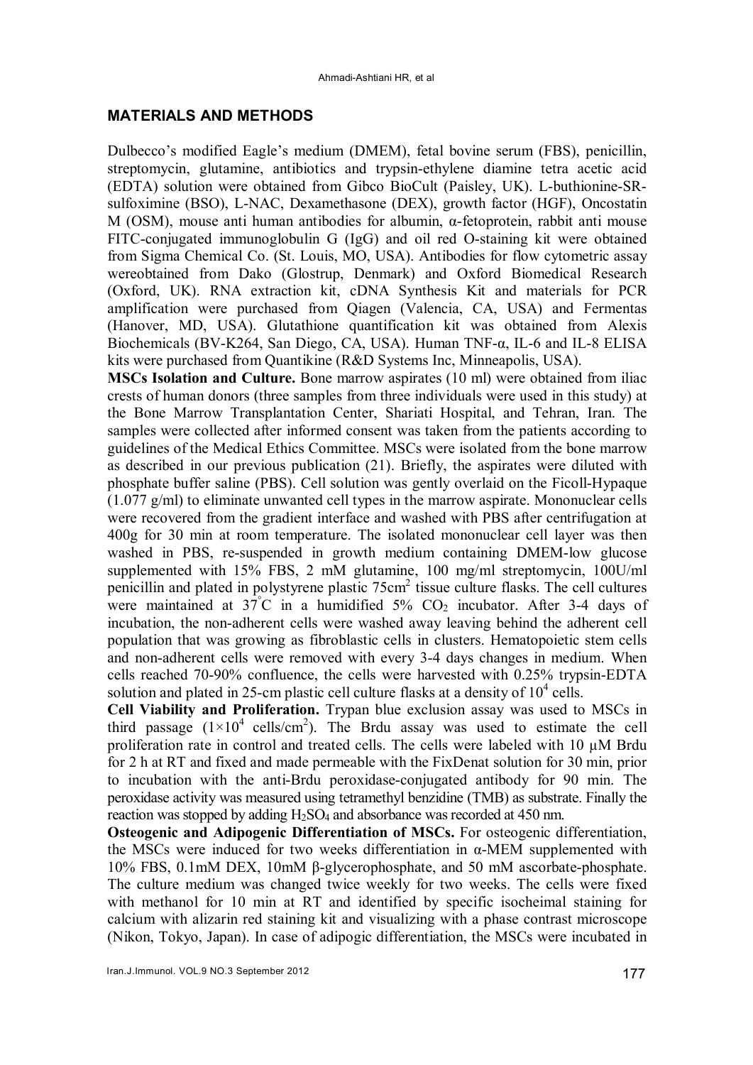## MATERIALS AND METHODS

Dulbecco's modified Eagle's medium (DMEM), fetal bovine serum (FBS), penicillin, streptomycin, glutamine, antibiotics and trypsin-ethylene diamine tetra acetic acid (EDTA) solution were obtained from Gibco BioCult (Paisley, UK). L-buthionine-SR-sulfoximine (BSO), L-NAC, Dexamethasone (DEX), growth factor (HGF), Oncostatin M (OSM), mouse anti human antibodies for albumin, α-fetoprotein, rabbit anti mouse FITC-conjugated immunoglobulin G (IgG) and oil red O-staining kit were obtained from Sigma Chemical Co. (St. Louis, MO, USA). Antibodies for flow cytometric assay wereobtained from Dako (Glostrup, Denmark) and Oxford Biomedical Research (Oxford, UK). RNA extraction kit, cDNA Synthesis Kit and materials for PCR amplification were purchased from Qiagen (Valencia, CA, USA) and Fermentas (Hanover, MD, USA). Glutathione quantification kit was obtained from Alexis Biochemicals (BV-K264, San Diego, CA, USA). Human TNF-α, IL-6 and IL-8 ELISA kits were purchased from Quantikine (R&D Systems Inc, Minneapolis, USA).

**MSCs Isolation and Culture.** Bone marrow aspirates (10 ml) were obtained from iliac crests of human donors (three samples from three individuals were used in this study) at the Bone Marrow Transplantation Center, Shariati Hospital, and Tehran, Iran. The samples were collected after informed consent was taken from the patients according to guidelines of the Medical Ethics Committee. MSCs were isolated from the bone marrow as described in our previous publication (21). Briefly, the aspirates were diluted with phosphate buffer saline (PBS). Cell solution was gently overlaid on the Ficoll-Hypaque (1.077 g/ml) to eliminate unwanted cell types in the marrow aspirate. Mononuclear cells were recovered from the gradient interface and washed with PBS after centrifugation at 400g for 30 min at room temperature. The isolated mononuclear cell layer was then washed in PBS, re-suspended in growth medium containing DMEM-low glucose supplemented with 15% FBS, 2 mM glutamine, 100 mg/ml streptomycin, 100U/ml penicillin and plated in polystyrene plastic $75cm^2$ tissue culture flasks. The cell cultures were maintained at $37^{\circ}C$ in a humidified 5% $CO_2$ incubator. After 3-4 days of incubation, the non-adherent cells were washed away leaving behind the adherent cell population that was growing as fibroblastic cells in clusters. Hematopoietic stem cells and non-adherent cells were removed with every 3-4 days changes in medium. When cells reached 70-90% confluence, the cells were harvested with 0.25% trypsin-EDTA solution and plated in 25-cm plastic cell culture flasks at a density of $10^4$ cells.

**Cell Viability and Proliferation.** Trypan blue exclusion assay was used to MSCs in third passage ($1\times10^4$ cells/$cm^2$). The Brdu assay was used to estimate the cell proliferation rate in control and treated cells. The cells were labeled with 10 μM Brdu for 2 h at RT and fixed and made permeable with the FixDenat solution for 30 min, prior to incubation with the anti-Brdu peroxidase-conjugated antibody for 90 min. The peroxidase activity was measured using tetramethyl benzidine (TMB) as substrate. Finally the reaction was stopped by adding $H_2SO_4$ and absorbance was recorded at 450 nm.

**Osteogenic and Adipogenic Differentiation of MSCs.** For osteogenic differentiation, the MSCs were induced for two weeks differentiation in α-MEM supplemented with 10% FBS, 0.1mM DEX, 10mM β-glycerophosphate, and 50 mM ascorbate-phosphate. The culture medium was changed twice weekly for two weeks. The cells were fixed with methanol for 10 min at RT and identified by specific isocheimal staining for calcium with alizarin red staining kit and visualizing with a phase contrast microscope (Nikon, Tokyo, Japan). In case of adipogic differentiation, the MSCs were incubated in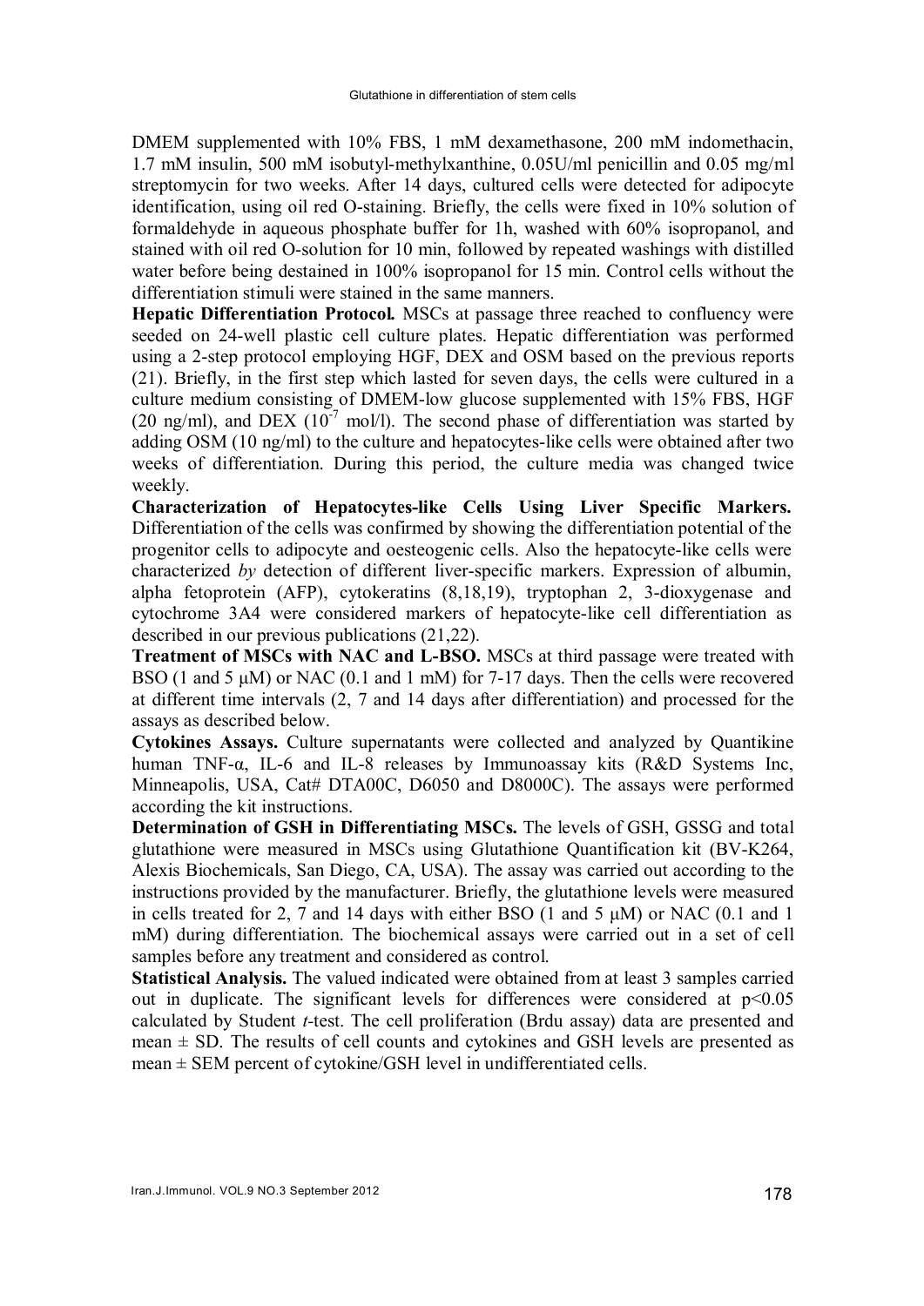DMEM supplemented with 10% FBS, 1 mM dexamethasone, 200 mM indomethacin, 1.7 mM insulin, 500 mM isobutyl-methylxanthine, 0.05U/ml penicillin and 0.05 mg/ml streptomycin for two weeks. After 14 days, cultured cells were detected for adipocyte identification, using oil red O-staining. Briefly, the cells were fixed in 10% solution of formaldehyde in aqueous phosphate buffer for 1h, washed with 60% isopropanol, and stained with oil red O-solution for 10 min, followed by repeated washings with distilled water before being destained in 100% isopropanol for 15 min. Control cells without the differentiation stimuli were stained in the same manners.

**Hepatic Differentiation Protocol.** MSCs at passage three reached to confluency were seeded on 24-well plastic cell culture plates. Hepatic differentiation was performed using a 2-step protocol employing HGF, DEX and OSM based on the previous reports (21). Briefly, in the first step which lasted for seven days, the cells were cultured in a culture medium consisting of DMEM-low glucose supplemented with 15% FBS, HGF (20 ng/ml), and DEX ($10^{-7}$ mol/l). The second phase of differentiation was started by adding OSM (10 ng/ml) to the culture and hepatocytes-like cells were obtained after two weeks of differentiation. During this period, the culture media was changed twice weekly.

**Characterization of Hepatocytes-like Cells Using Liver Specific Markers.** Differentiation of the cells was confirmed by showing the differentiation potential of the progenitor cells to adipocyte and oesteogenic cells. Also the hepatocyte-like cells were characterized *by* detection of different liver-specific markers. Expression of albumin, alpha fetoprotein (AFP), cytokeratins (8,18,19), tryptophan 2, 3-dioxygenase and cytochrome 3A4 were considered markers of hepatocyte-like cell differentiation as described in our previous publications (21,22).

**Treatment of MSCs with NAC and L-BSO.** MSCs at third passage were treated with BSO (1 and 5 μM) or NAC (0.1 and 1 mM) for 7-17 days. Then the cells were recovered at different time intervals (2, 7 and 14 days after differentiation) and processed for the assays as described below.

**Cytokines Assays.** Culture supernatants were collected and analyzed by Quantikine human TNF-α, IL-6 and IL-8 releases by Immunoassay kits (R&D Systems Inc, Minneapolis, USA, Cat# DTA00C, D6050 and D8000C). The assays were performed according the kit instructions.

**Determination of GSH in Differentiating MSCs.** The levels of GSH, GSSG and total glutathione were measured in MSCs using Glutathione Quantification kit (BV-K264, Alexis Biochemicals, San Diego, CA, USA). The assay was carried out according to the instructions provided by the manufacturer. Briefly, the glutathione levels were measured in cells treated for 2, 7 and 14 days with either BSO (1 and 5 μM) or NAC (0.1 and 1 mM) during differentiation. The biochemical assays were carried out in a set of cell samples before any treatment and considered as control.

**Statistical Analysis.** The valued indicated were obtained from at least 3 samples carried out in duplicate. The significant levels for differences were considered at $p<0.05$ calculated by Student *t*-test. The cell proliferation (Brdu assay) data are presented and mean ± SD. The results of cell counts and cytokines and GSH levels are presented as mean ± SEM percent of cytokine/GSH level in undifferentiated cells.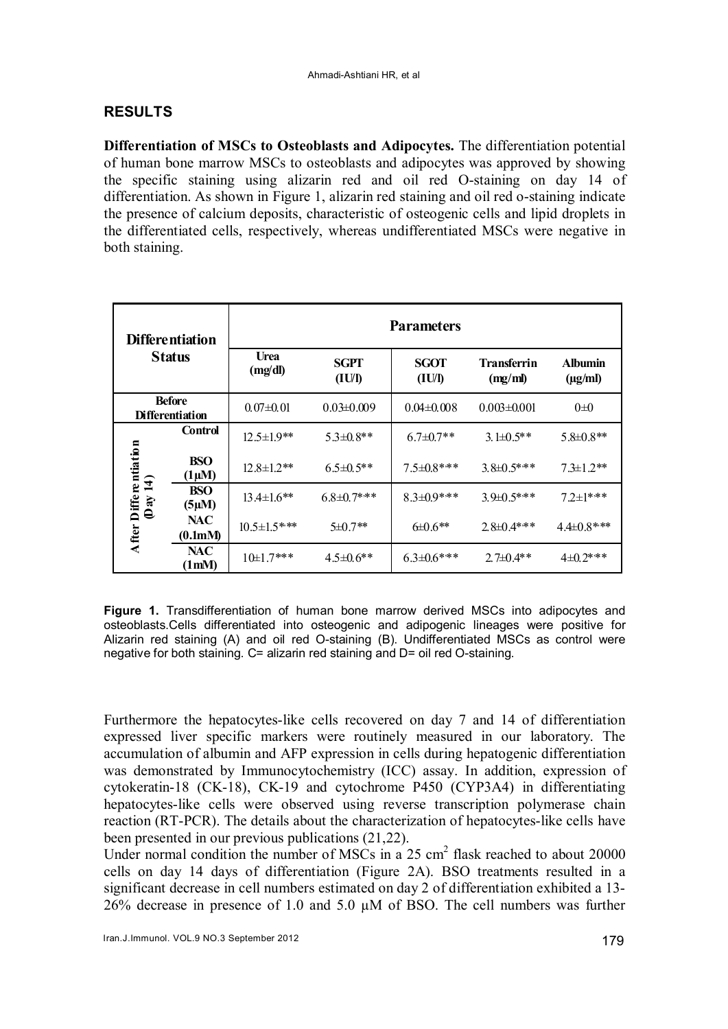## RESULTS

**Differentiation of MSCs to Osteoblasts and Adipocytes.** The differentiation potential of human bone marrow MSCs to osteoblasts and adipocytes was approved by showing the specific staining using alizarin red and oil red O-staining on day 14 of differentiation. As shown in Figure 1, alizarin red staining and oil red o-staining indicate the presence of calcium deposits, characteristic of osteogenic cells and lipid droplets in the differentiated cells, respectively, whereas undifferentiated MSCs were negative in both staining.

| Differentiation Status | | Parameters | | | | |
|---|---|---|---|---|---|---|
| | | Urea (mg/dl) | SGPT (IU/l) | SGOT (IU/l) | Transferrin (mg/ml) | Albumin (µg/ml) |
| Before Differentiation | | 0.07±0.01 | 0.03±0.009 | 0.04±0.008 | 0.003±0.001 | 0±0 |
| After Differentiation (Day 14) | Control | 12.5±1.9** | 5.3±0.8** | 6.7±0.7** | 3.1±0.5** | 5.8±0.8** |
| | BSO (1µM) | 12.8±1.2** | 6.5±0.5** | 7.5±0.8*** | 3.8±0.5*** | 7.3±1.2** |
| | BSO (5µM) | 13.4±1.6** | 6.8±0.7*** | 8.3±0.9*** | 3.9±0.5*** | 7.2±1*** |
| | NAC (0.1mM) | 10.5±1.5*** | 5±0.7** | 6±0.6** | 2.8±0.4*** | 4.4±0.8*** |
| | NAC (1mM) | 10±1.7*** | 4.5±0.6** | 6.3±0.6*** | 2.7±0.4** | 4±0.2*** |

**Figure 1.** Transdifferentiation of human bone marrow derived MSCs into adipocytes and osteoblasts.Cells differentiated into osteogenic and adipogenic lineages were positive for Alizarin red staining (A) and oil red O-staining (B). Undifferentiated MSCs as control were negative for both staining. C= alizarin red staining and D= oil red O-staining.

Furthermore the hepatocytes-like cells recovered on day 7 and 14 of differentiation expressed liver specific markers were routinely measured in our laboratory. The accumulation of albumin and AFP expression in cells during hepatogenic differentiation was demonstrated by Immunocytochemistry (ICC) assay. In addition, expression of cytokeratin-18 (CK-18), CK-19 and cytochrome P450 (CYP3A4) in differentiating hepatocytes-like cells were observed using reverse transcription polymerase chain reaction (RT-PCR). The details about the characterization of hepatocytes-like cells have been presented in our previous publications (21,22).

Under normal condition the number of MSCs in a 25 $cm^2$ flask reached to about 20000 cells on day 14 days of differentiation (Figure 2A). BSO treatments resulted in a significant decrease in cell numbers estimated on day 2 of differentiation exhibited a 13-26% decrease in presence of 1.0 and 5.0 µM of BSO. The cell numbers was further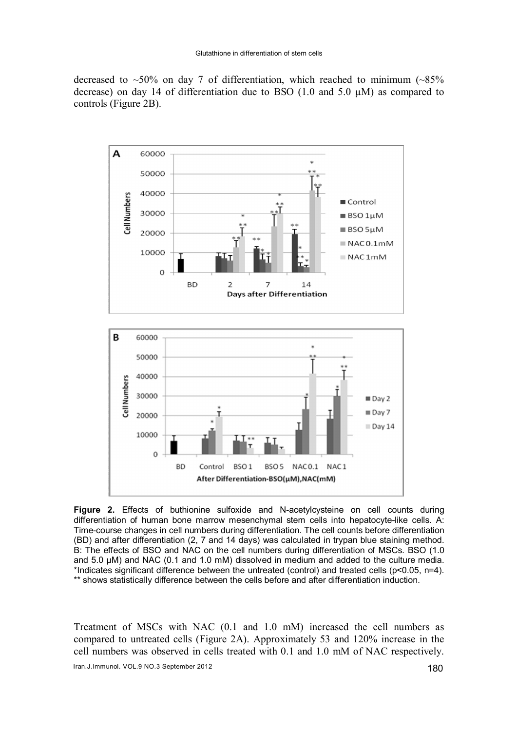decreased to ~50% on day 7 of differentiation, which reached to minimum (~85% decrease) on day 14 of differentiation due to BSO (1.0 and 5.0 μM) as compared to controls (Figure 2B).

**Figure 2.** Effects of buthionine sulfoxide and N-acetylcysteine on cell counts during differentiation of human bone marrow mesenchymal stem cells into hepatocyte-like cells. A: Time-course changes in cell numbers during differentiation. The cell counts before differentiation (BD) and after differentiation (2, 7 and 14 days) was calculated in trypan blue staining method. B: The effects of BSO and NAC on the cell numbers during differentiation of MSCs. BSO (1.0 and 5.0 μM) and NAC (0.1 and 1.0 mM) dissolved in medium and added to the culture media. *Indicates significant difference between the untreated (control) and treated cells ($p<0.05$, n=4). ** shows statistically difference between the cells before and after differentiation induction.

Treatment of MSCs with NAC (0.1 and 1.0 mM) increased the cell numbers as compared to untreated cells (Figure 2A). Approximately 53 and 120% increase in the cell numbers was observed in cells treated with 0.1 and 1.0 mM of NAC respectively.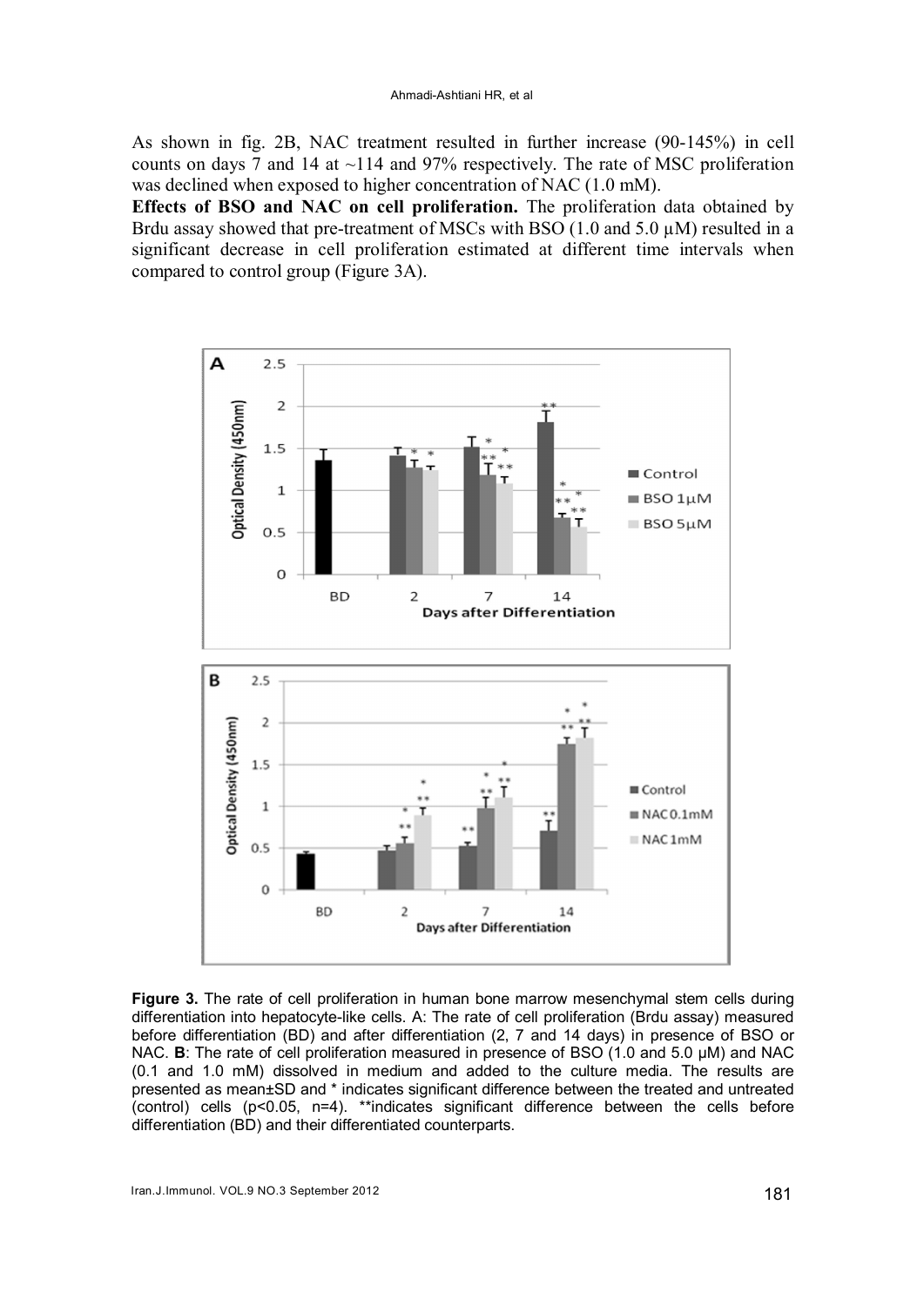As shown in fig. 2B, NAC treatment resulted in further increase (90-145%) in cell counts on days 7 and 14 at ~114 and 97% respectively. The rate of MSC proliferation was declined when exposed to higher concentration of NAC (1.0 mM).

**Effects of BSO and NAC on cell proliferation.** The proliferation data obtained by Brdu assay showed that pre-treatment of MSCs with BSO (1.0 and 5.0 μM) resulted in a significant decrease in cell proliferation estimated at different time intervals when compared to control group (Figure 3A).

**Figure 3.** The rate of cell proliferation in human bone marrow mesenchymal stem cells during differentiation into hepatocyte-like cells. A: The rate of cell proliferation (Brdu assay) measured before differentiation (BD) and after differentiation (2, 7 and 14 days) in presence of BSO or NAC. **B**: The rate of cell proliferation measured in presence of BSO (1.0 and 5.0 μM) and NAC (0.1 and 1.0 mM) dissolved in medium and added to the culture media. The results are presented as mean±SD and * indicates significant difference between the treated and untreated (control) cells ($p<0.05$, n=4). **indicates significant difference between the cells before differentiation (BD) and their differentiated counterparts.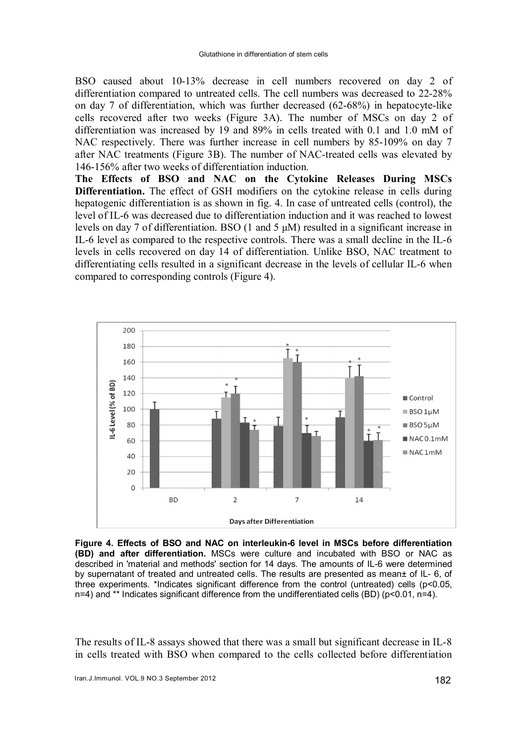BSO caused about 10-13% decrease in cell numbers recovered on day 2 of differentiation compared to untreated cells. The cell numbers was decreased to 22-28% on day 7 of differentiation, which was further decreased (62-68%) in hepatocyte-like cells recovered after two weeks (Figure 3A). The number of MSCs on day 2 of differentiation was increased by 19 and 89% in cells treated with 0.1 and 1.0 mM of NAC respectively. There was further increase in cell numbers by 85-109% on day 7 after NAC treatments (Figure 3B). The number of NAC-treated cells was elevated by 146-156% after two weeks of differentiation induction.

**The Effects of BSO and NAC on the Cytokine Releases During MSCs Differentiation.** The effect of GSH modifiers on the cytokine release in cells during hepatogenic differentiation is as shown in fig. 4. In case of untreated cells (control), the level of IL-6 was decreased due to differentiation induction and it was reached to lowest levels on day 7 of differentiation. BSO (1 and 5 μM) resulted in a significant increase in IL-6 level as compared to the respective controls. There was a small decline in the IL-6 levels in cells recovered on day 14 of differentiation. Unlike BSO, NAC treatment to differentiating cells resulted in a significant decrease in the levels of cellular IL-6 when compared to corresponding controls (Figure 4).

**Figure 4. Effects of BSO and NAC on interleukin-6 level in MSCs before differentiation (BD) and after differentiation.** MSCs were culture and incubated with BSO or NAC as described in 'material and methods' section for 14 days. The amounts of IL-6 were determined by supernatant of treated and untreated cells. The results are presented as mean± of IL- 6, of three experiments. *Indicates significant difference from the control (untreated) cells ($p<0.05$, n=4) and ** Indicates significant difference from the undifferentiated cells (BD) ($p<0.01$, n=4).

The results of IL-8 assays showed that there was a small but significant decrease in IL-8 in cells treated with BSO when compared to the cells collected before differentiation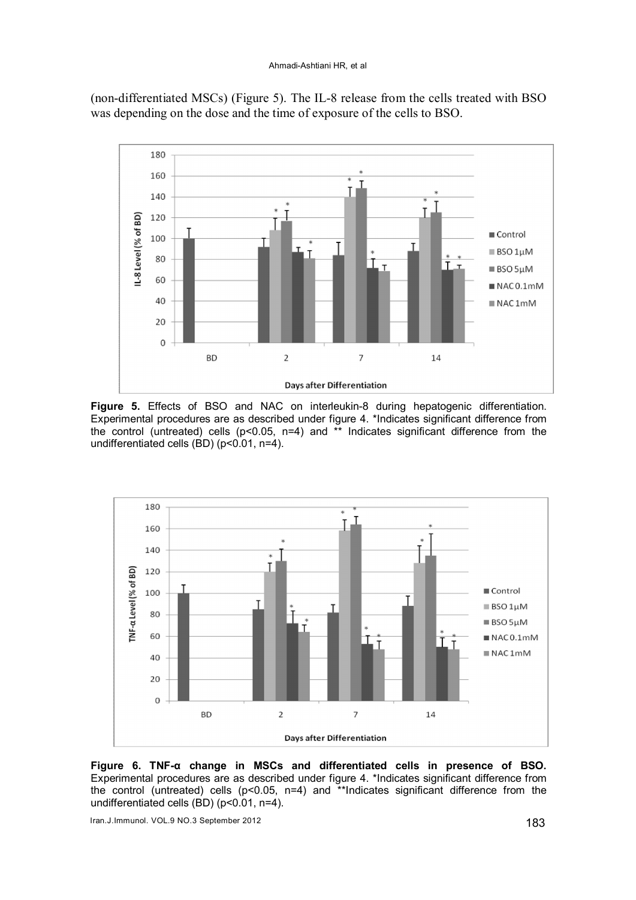(non-differentiated MSCs) (Figure 5). The IL-8 release from the cells treated with BSO was depending on the dose and the time of exposure of the cells to BSO.

**Figure 5.** Effects of BSO and NAC on interleukin-8 during hepatogenic differentiation. Experimental procedures are as described under figure 4. *Indicates significant difference from the control (untreated) cells ($p<0.05$, n=4) and ** Indicates significant difference from the undifferentiated cells (BD) ($p<0.01$, n=4).

**Figure 6. TNF-α change in MSCs and differentiated cells in presence of BSO.** Experimental procedures are as described under figure 4. *Indicates significant difference from the control (untreated) cells ($p<0.05$, n=4) and **Indicates significant difference from the undifferentiated cells (BD) ($p<0.01$, n=4).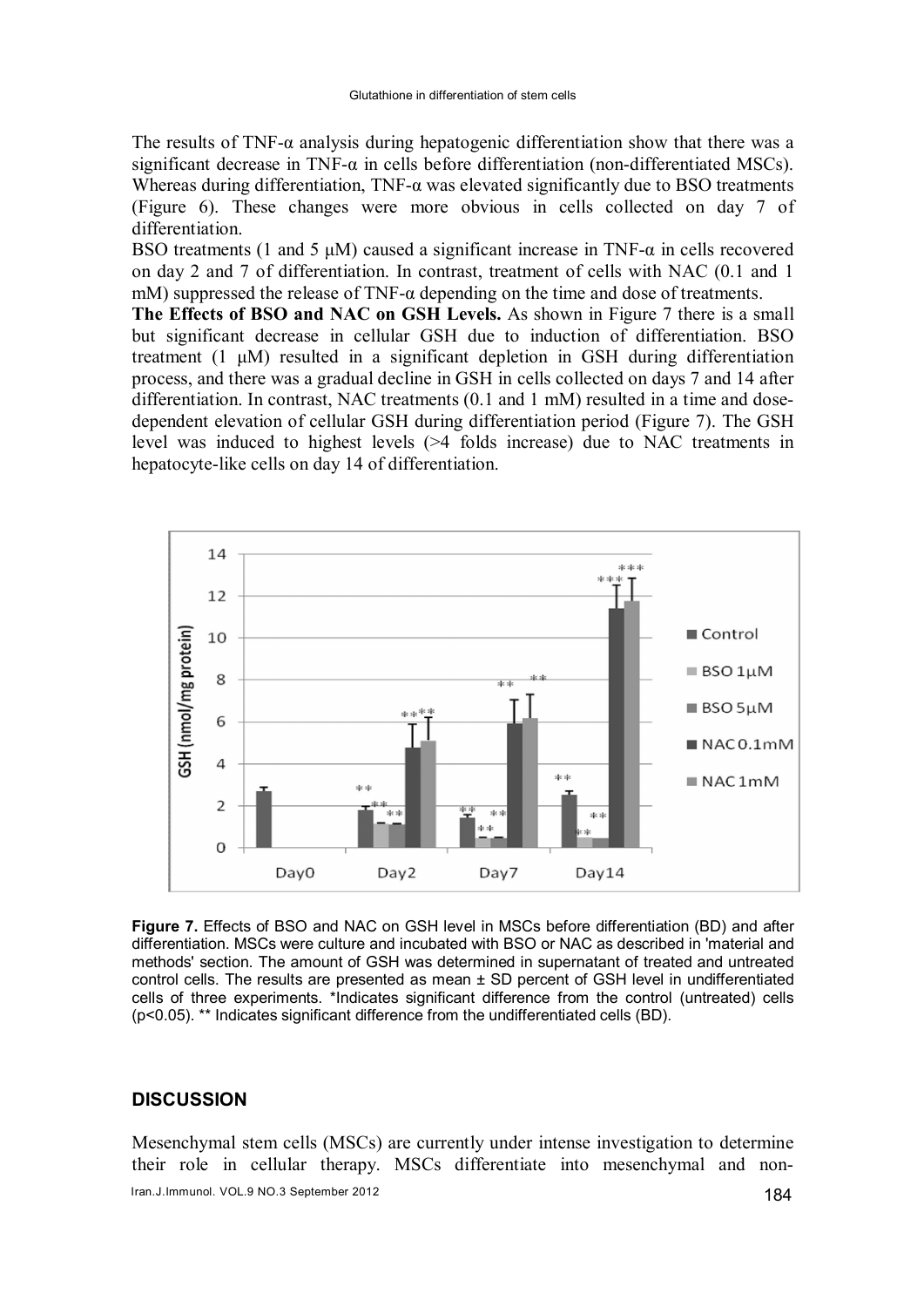The results of TNF-α analysis during hepatogenic differentiation show that there was a significant decrease in TNF-α in cells before differentiation (non-differentiated MSCs). Whereas during differentiation, TNF-α was elevated significantly due to BSO treatments (Figure 6). These changes were more obvious in cells collected on day 7 of differentiation.

BSO treatments (1 and 5 μM) caused a significant increase in TNF-α in cells recovered on day 2 and 7 of differentiation. In contrast, treatment of cells with NAC (0.1 and 1 mM) suppressed the release of TNF-α depending on the time and dose of treatments.

**The Effects of BSO and NAC on GSH Levels.** As shown in Figure 7 there is a small but significant decrease in cellular GSH due to induction of differentiation. BSO treatment (1 μM) resulted in a significant depletion in GSH during differentiation process, and there was a gradual decline in GSH in cells collected on days 7 and 14 after differentiation. In contrast, NAC treatments (0.1 and 1 mM) resulted in a time and dose-dependent elevation of cellular GSH during differentiation period (Figure 7). The GSH level was induced to highest levels (>4 folds increase) due to NAC treatments in hepatocyte-like cells on day 14 of differentiation.

**Figure 7.** Effects of BSO and NAC on GSH level in MSCs before differentiation (BD) and after differentiation. MSCs were culture and incubated with BSO or NAC as described in 'material and methods' section. The amount of GSH was determined in supernatant of treated and untreated control cells. The results are presented as mean ± SD percent of GSH level in undifferentiated cells of three experiments. *Indicates significant difference from the control (untreated) cells ($p<0.05$). ** Indicates significant difference from the undifferentiated cells (BD).

## DISCUSSION

Mesenchymal stem cells (MSCs) are currently under intense investigation to determine their role in cellular therapy. MSCs differentiate into mesenchymal and non-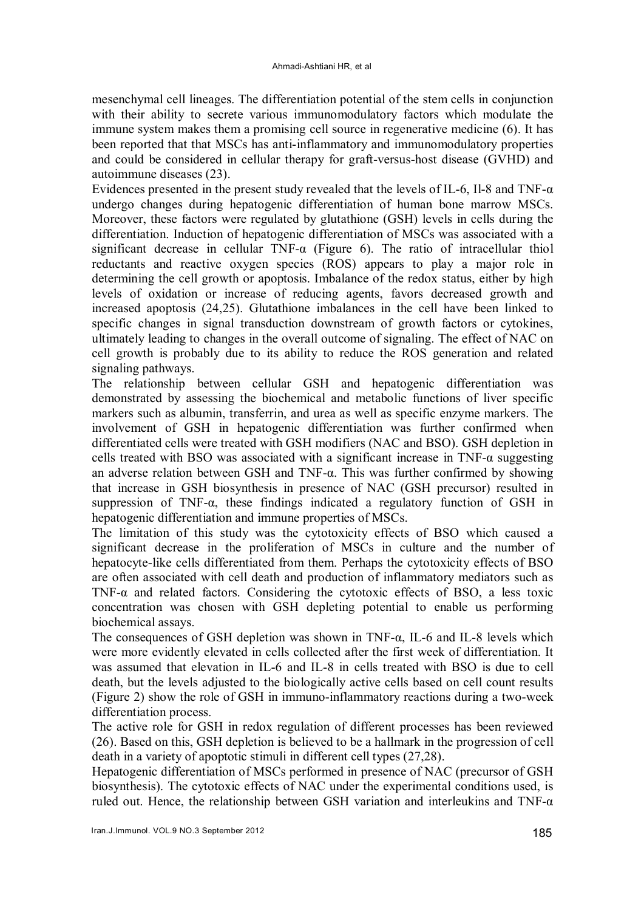mesenchymal cell lineages. The differentiation potential of the stem cells in conjunction with their ability to secrete various immunomodulatory factors which modulate the immune system makes them a promising cell source in regenerative medicine (6). It has been reported that that MSCs has anti-inflammatory and immunomodulatory properties and could be considered in cellular therapy for graft-versus-host disease (GVHD) and autoimmune diseases (23).

Evidences presented in the present study revealed that the levels of IL-6, Il-8 and TNF-α undergo changes during hepatogenic differentiation of human bone marrow MSCs. Moreover, these factors were regulated by glutathione (GSH) levels in cells during the differentiation. Induction of hepatogenic differentiation of MSCs was associated with a significant decrease in cellular TNF-α (Figure 6). The ratio of intracellular thiol reductants and reactive oxygen species (ROS) appears to play a major role in determining the cell growth or apoptosis. Imbalance of the redox status, either by high levels of oxidation or increase of reducing agents, favors decreased growth and increased apoptosis (24,25). Glutathione imbalances in the cell have been linked to specific changes in signal transduction downstream of growth factors or cytokines, ultimately leading to changes in the overall outcome of signaling. The effect of NAC on cell growth is probably due to its ability to reduce the ROS generation and related signaling pathways.

The relationship between cellular GSH and hepatogenic differentiation was demonstrated by assessing the biochemical and metabolic functions of liver specific markers such as albumin, transferrin, and urea as well as specific enzyme markers. The involvement of GSH in hepatogenic differentiation was further confirmed when differentiated cells were treated with GSH modifiers (NAC and BSO). GSH depletion in cells treated with BSO was associated with a significant increase in TNF-α suggesting an adverse relation between GSH and TNF-α. This was further confirmed by showing that increase in GSH biosynthesis in presence of NAC (GSH precursor) resulted in suppression of TNF-α, these findings indicated a regulatory function of GSH in hepatogenic differentiation and immune properties of MSCs.

The limitation of this study was the cytotoxicity effects of BSO which caused a significant decrease in the proliferation of MSCs in culture and the number of hepatocyte-like cells differentiated from them. Perhaps the cytotoxicity effects of BSO are often associated with cell death and production of inflammatory mediators such as TNF-α and related factors. Considering the cytotoxic effects of BSO, a less toxic concentration was chosen with GSH depleting potential to enable us performing biochemical assays.

The consequences of GSH depletion was shown in TNF-α, IL-6 and IL-8 levels which were more evidently elevated in cells collected after the first week of differentiation. It was assumed that elevation in IL-6 and IL-8 in cells treated with BSO is due to cell death, but the levels adjusted to the biologically active cells based on cell count results (Figure 2) show the role of GSH in immuno-inflammatory reactions during a two-week differentiation process.

The active role for GSH in redox regulation of different processes has been reviewed (26). Based on this, GSH depletion is believed to be a hallmark in the progression of cell death in a variety of apoptotic stimuli in different cell types (27,28).

Hepatogenic differentiation of MSCs performed in presence of NAC (precursor of GSH biosynthesis). The cytotoxic effects of NAC under the experimental conditions used, is ruled out. Hence, the relationship between GSH variation and interleukins and TNF-α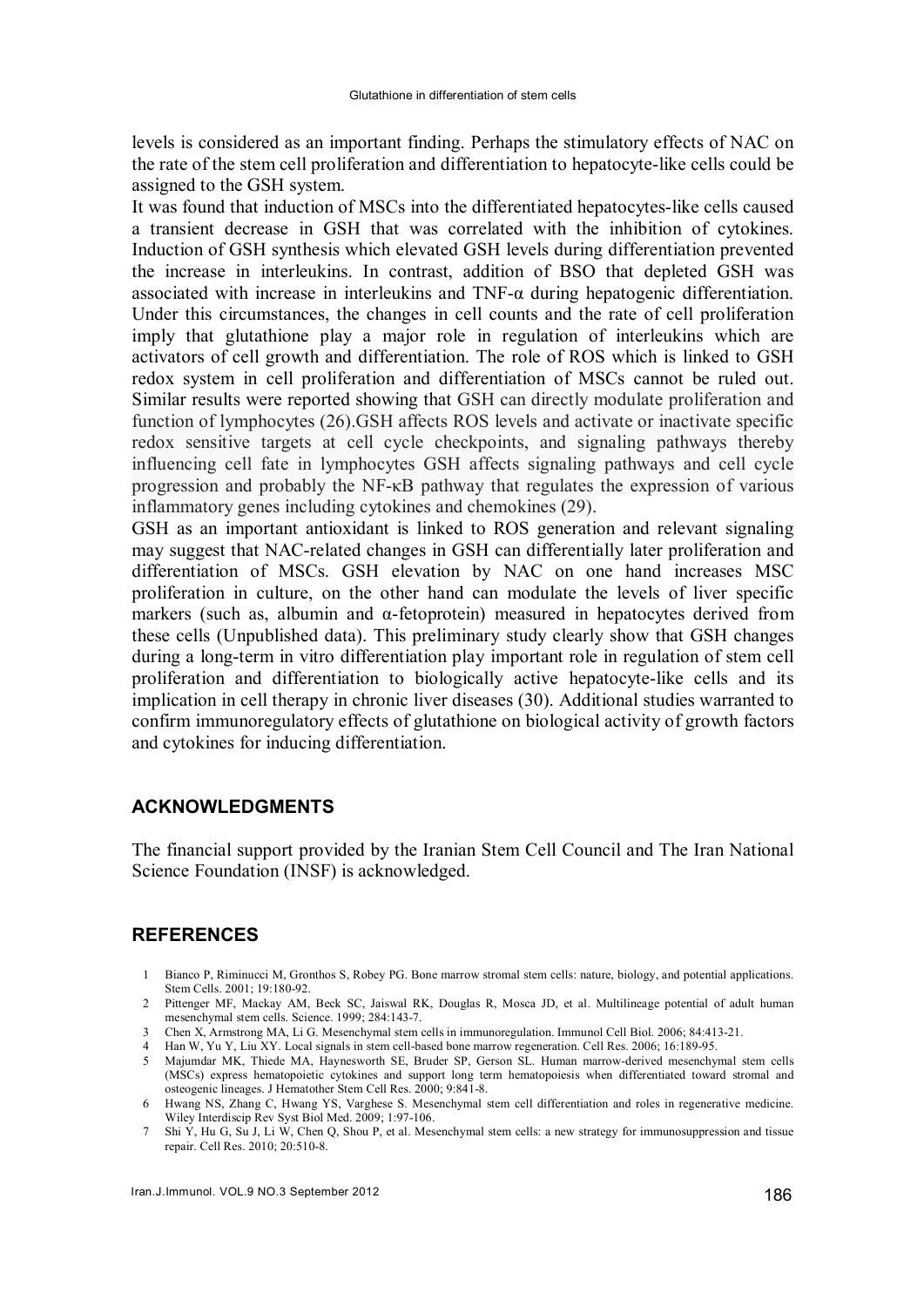levels is considered as an important finding. Perhaps the stimulatory effects of NAC on the rate of the stem cell proliferation and differentiation to hepatocyte-like cells could be assigned to the GSH system.

It was found that induction of MSCs into the differentiated hepatocytes-like cells caused a transient decrease in GSH that was correlated with the inhibition of cytokines. Induction of GSH synthesis which elevated GSH levels during differentiation prevented the increase in interleukins. In contrast, addition of BSO that depleted GSH was associated with increase in interleukins and TNF-α during hepatogenic differentiation. Under this circumstances, the changes in cell counts and the rate of cell proliferation imply that glutathione play a major role in regulation of interleukins which are activators of cell growth and differentiation. The role of ROS which is linked to GSH redox system in cell proliferation and differentiation of MSCs cannot be ruled out. Similar results were reported showing that GSH can directly modulate proliferation and function of lymphocytes (26).GSH affects ROS levels and activate or inactivate specific redox sensitive targets at cell cycle checkpoints, and signaling pathways thereby influencing cell fate in lymphocytes GSH affects signaling pathways and cell cycle progression and probably the NF-κB pathway that regulates the expression of various inflammatory genes including cytokines and chemokines (29).

GSH as an important antioxidant is linked to ROS generation and relevant signaling may suggest that NAC-related changes in GSH can differentially later proliferation and differentiation of MSCs. GSH elevation by NAC on one hand increases MSC proliferation in culture, on the other hand can modulate the levels of liver specific markers (such as, albumin and α-fetoprotein) measured in hepatocytes derived from these cells (Unpublished data). This preliminary study clearly show that GSH changes during a long-term in vitro differentiation play important role in regulation of stem cell proliferation and differentiation to biologically active hepatocyte-like cells and its implication in cell therapy in chronic liver diseases (30). Additional studies warranted to confirm immunoregulatory effects of glutathione on biological activity of growth factors and cytokines for inducing differentiation.

## ACKNOWLEDGMENTS

The financial support provided by the Iranian Stem Cell Council and The Iran National Science Foundation (INSF) is acknowledged.

## REFERENCES

1. Bianco P, Riminucci M, Gronthos S, Robey PG. Bone marrow stromal stem cells: nature, biology, and potential applications. Stem Cells. 2001; 19:180-92.
2. Pittenger MF, Mackay AM, Beck SC, Jaiswal RK, Douglas R, Mosca JD, et al. Multilineage potential of adult human mesenchymal stem cells. Science. 1999; 284:143-7.
3. Chen X, Armstrong MA, Li G. Mesenchymal stem cells in immunoregulation. Immunol Cell Biol. 2006; 84:413-21.
4. Han W, Yu Y, Liu XY. Local signals in stem cell-based bone marrow regeneration. Cell Res. 2006; 16:189-95.
5. Majumdar MK, Thiede MA, Haynesworth SE, Bruder SP, Gerson SL. Human marrow-derived mesenchymal stem cells (MSCs) express hematopoietic cytokines and support long term hematopoiesis when differentiated toward stromal and osteogenic lineages. J Hematother Stem Cell Res. 2000; 9:841-8.
6. Hwang NS, Zhang C, Hwang YS, Varghese S. Mesenchymal stem cell differentiation and roles in regenerative medicine. Wiley Interdiscip Rev Syst Biol Med. 2009; 1:97-106.
7. Shi Y, Hu G, Su J, Li W, Chen Q, Shou P, et al. Mesenchymal stem cells: a new strategy for immunosuppression and tissue repair. Cell Res. 2010; 20:510-8.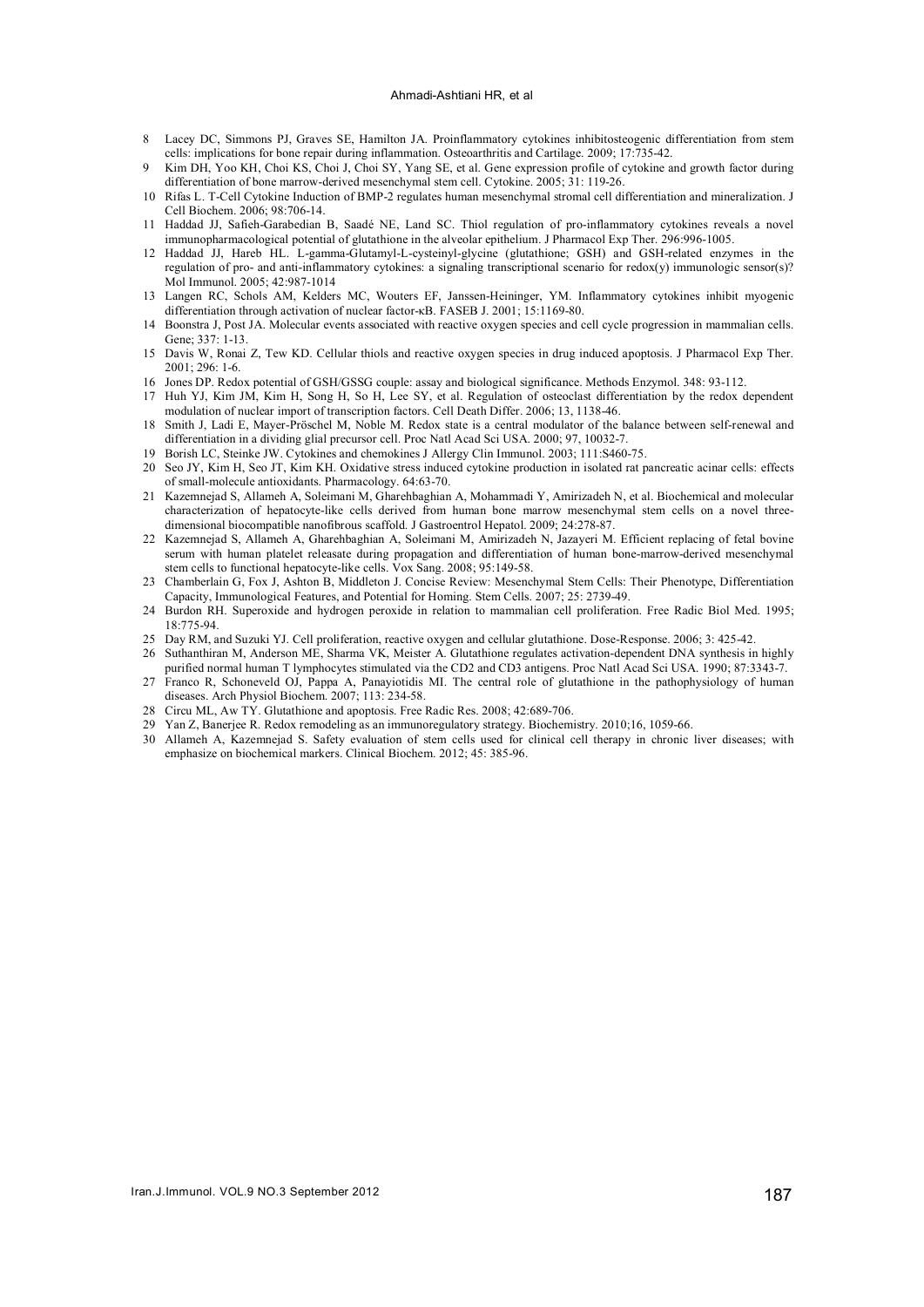8. Lacey DC, Simmons PJ, Graves SE, Hamilton JA. Proinflammatory cytokines inhibitosteogenic differentiation from stem cells: implications for bone repair during inflammation. Osteoarthritis and Cartilage. 2009; 17:735-42.
9. Kim DH, Yoo KH, Choi KS, Choi J, Choi SY, Yang SE, et al. Gene expression profile of cytokine and growth factor during differentiation of bone marrow-derived mesenchymal stem cell. Cytokine. 2005; 31: 119-26.
10. Rifas L. T-Cell Cytokine Induction of BMP-2 regulates human mesenchymal stromal cell differentiation and mineralization. J Cell Biochem. 2006; 98:706-14.
11. Haddad JJ, Safieh-Garabedian B, Saadé NE, Land SC. Thiol regulation of pro-inflammatory cytokines reveals a novel immunopharmacological potential of glutathione in the alveolar epithelium. J Pharmacol Exp Ther. 296:996-1005.
12. Haddad JJ, Hareb HL. L-gamma-Glutamyl-L-cysteinyl-glycine (glutathione; GSH) and GSH-related enzymes in the regulation of pro- and anti-inflammatory cytokines: a signaling transcriptional scenario for redox(y) immunologic sensor(s)? Mol Immunol. 2005; 42:987-1014
13. Langen RC, Schols AM, Kelders MC, Wouters EF, Janssen-Heininger, YM. Inflammatory cytokines inhibit myogenic differentiation through activation of nuclear factor-κB. FASEB J. 2001; 15:1169-80.
14. Boonstra J, Post JA. Molecular events associated with reactive oxygen species and cell cycle progression in mammalian cells. Gene; 337: 1-13.
15. Davis W, Ronai Z, Tew KD. Cellular thiols and reactive oxygen species in drug induced apoptosis. J Pharmacol Exp Ther. 2001; 296: 1-6.
16. Jones DP. Redox potential of GSH/GSSG couple: assay and biological significance. Methods Enzymol. 348: 93-112.
17. Huh YJ, Kim JM, Kim H, Song H, So H, Lee SY, et al. Regulation of osteoclast differentiation by the redox dependent modulation of nuclear import of transcription factors. Cell Death Differ. 2006; 13, 1138-46.
18. Smith J, Ladi E, Mayer-Pröschel M, Noble M. Redox state is a central modulator of the balance between self-renewal and differentiation in a dividing glial precursor cell. Proc Natl Acad Sci USA. 2000; 97, 10032-7.
19. Borish LC, Steinke JW. Cytokines and chemokines J Allergy Clin Immunol. 2003; 111:S460-75.
20. Seo JY, Kim H, Seo JT, Kim KH. Oxidative stress induced cytokine production in isolated rat pancreatic acinar cells: effects of small-molecule antioxidants. Pharmacology. 64:63-70.
21. Kazemnejad S, Allameh A, Soleimani M, Gharehbaghian A, Mohammadi Y, Amirizadeh N, et al. Biochemical and molecular characterization of hepatocyte-like cells derived from human bone marrow mesenchymal stem cells on a novel three-dimensional biocompatible nanofibrous scaffold. J Gastroentrol Hepatol. 2009; 24:278-87.
22. Kazemnejad S, Allameh A, Gharehbaghian A, Soleimani M, Amirizadeh N, Jazayeri M. Efficient replacing of fetal bovine serum with human platelet releasate during propagation and differentiation of human bone-marrow-derived mesenchymal stem cells to functional hepatocyte-like cells. Vox Sang. 2008; 95:149-58.
23. Chamberlain G, Fox J, Ashton B, Middleton J. Concise Review: Mesenchymal Stem Cells: Their Phenotype, Differentiation Capacity, Immunological Features, and Potential for Homing. Stem Cells. 2007; 25: 2739-49.
24. Burdon RH. Superoxide and hydrogen peroxide in relation to mammalian cell proliferation. Free Radic Biol Med. 1995; 18:775-94.
25. Day RM, and Suzuki YJ. Cell proliferation, reactive oxygen and cellular glutathione. Dose-Response. 2006; 3: 425-42.
26. Suthanthiran M, Anderson ME, Sharma VK, Meister A. Glutathione regulates activation-dependent DNA synthesis in highly purified normal human T lymphocytes stimulated via the CD2 and CD3 antigens. Proc Natl Acad Sci USA. 1990; 87:3343-7.
27. Franco R, Schoneveld OJ, Pappa A, Panayiotidis MI. The central role of glutathione in the pathophysiology of human diseases. Arch Physiol Biochem. 2007; 113: 234-58.
28. Circu ML, Aw TY. Glutathione and apoptosis. Free Radic Res. 2008; 42:689-706.
29. Yan Z, Banerjee R. Redox remodeling as an immunoregulatory strategy. Biochemistry. 2010;16, 1059-66.
30. Allameh A, Kazemnejad S. Safety evaluation of stem cells used for clinical cell therapy in chronic liver diseases; with emphasize on biochemical markers. Clinical Biochem. 2012; 45: 385-96.